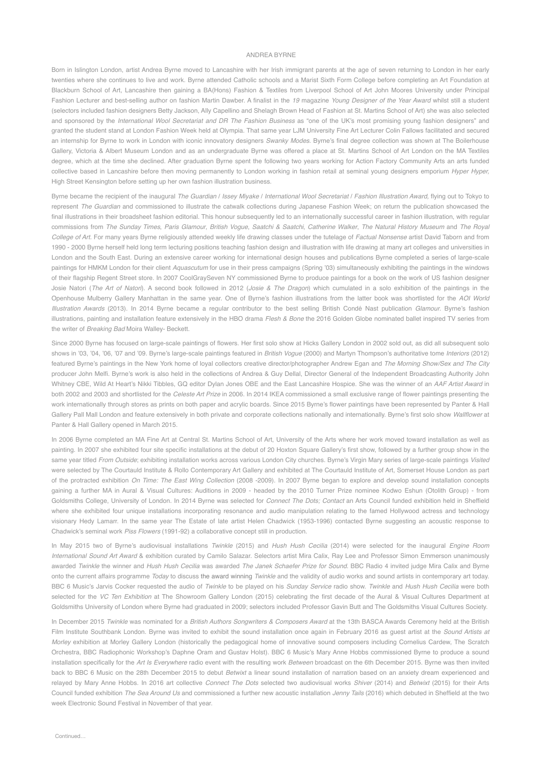# ANDREA BYRNE

Born in Islington London, artist Andrea Byrne moved to Lancashire with her Irish immigrant parents at the age of seven returning to London in her early twenties where she continues to live and work. Byrne attended Catholic schools and a Marist Sixth Form College before completing an Art Foundation at Blackburn School of Art, Lancashire then gaining a BA(Hons) Fashion & Textiles from Liverpool School of Art John Moores University under Principal Fashion Lecturer and best-selling author on fashion Martin Dawber. A finalist in the *19* magazine *Young Designer of the Year Award* whilst still a student (selectors included fashion designers Betty Jackson, Ally Capellino and Shelagh Brown Head of Fashion at St. Martins School of Art) she was also selected and sponsored by the *International Wool Secretariat and DR The Fashion Business* as "one of the UK's most promising young fashion designers" and granted the student stand at London Fashion Week held at Olympia. That same year LJM University Fine Art Lecturer Colin Fallows facilitated and secured an internship for Byrne to work in London with iconic innovatory designers *Swanky Modes*. Byrne's final degree collection was shown at The Boilerhouse Gallery, Victoria & Albert Museum London and as an undergraduate Byrne was offered a place at St. Martins School of Art London on the MA Textiles degree, which at the time she declined. After graduation Byrne spent the following two years working for Action Factory Community Arts an arts funded collective based in Lancashire before then moving permanently to London working in fashion retail at seminal young designers emporium *Hyper Hyper,* High Street Kensington before setting up her own fashion illustration business.

Byrne became the recipient of the inaugural *The Guardian / Issey Miyake / International Wool Secretariat / Fashion Illustration Award,* flying out to Tokyo to represent *The Guardian* and commissioned to illustrate the catwalk collections during Japanese Fashion Week; on return the publication showcased the final illustrations in their broadsheet fashion editorial. This honour subsequently led to an internationally successful career in fashion illustration, with regular commissions from *The Sunday Times*, *Paris Glamour*, *British Vogue*, *Saatchi & Saatchi*, *Catherine Walker*, *The Natural History Museum* and *The Royal College of Art*. For many years Byrne religiously attended weekly life drawing classes under the tutelage of *Factual Nonsense* artist David Taborn and from 1990 - 2000 Byrne herself held long term lecturing positions teaching fashion design and illustration with life drawing at many art colleges and universities in London and the South East. During an extensive career working for international design houses and publications Byrne completed a series of large-scale paintings for HMKM London for their client *Aquascutum* for use in their press campaigns (Spring '03) simultaneously exhibiting the paintings in the windows of their flagship Regent Street store. In 2007 CoolGraySeven NY commissioned Byrne to produce paintings for a book on the work of US fashion designer Josie Natori (*The Art of Natori*). A second book followed in 2012 (*Josie & The Dragon*) which cumulated in a solo exhibition of the paintings in the Openhouse Mulberry Gallery Manhattan in the same year. One of Byrne's fashion illustrations from the latter book was shortlisted for the *AOI World Illustration Awards* (2013). In 2014 Byrne became a regular contributor to the best selling British Condé Nast publication *Glamour.* Byrne's fashion illustrations, painting and installation feature extensively in the HBO drama *Flesh & Bone* the 2016 Golden Globe nominated ballet inspired TV series from the writer of *Breaking Bad* Moira Walley- Beckett.

Since 2000 Byrne has focused on large-scale paintings of flowers. Her first solo show at Hicks Gallery London in 2002 sold out, as did all subsequent solo shows in '03, '04, '06, '07 and '09. Byrne's large-scale paintings featured in *British Vogue* (2000) and Martyn Thompson's authoritative tome *Interiors* (2012) featured Byrne's paintings in the New York home of loyal collectors creative director/photographer Andrew Egan and *The Morning Show/Sex and The City* producer John Melfi. Byrne's work is also held in the collections of Andrea & Guy Dellal, Director General of the Independent Broadcasting Authority John Whitney CBE, Wild At Heart's Nikki Tibbles, GQ editor Dylan Jones OBE and the East Lancashire Hospice. She was the winner of an *AAF Artist Award* in both 2002 and 2003 and shortlisted for the *Celeste Art Prize* in 2006. In 2014 IKEA commissioned a small exclusive range of flower paintings presenting the work internationally through stores as prints on both paper and acrylic boards. Since 2015 Byrne's flower paintings have been represented by Panter & Hall Gallery Pall Mall London and feature extensively in both private and corporate collections nationally and internationally. Byrne's first solo show *Wallflower* at Panter & Hall Gallery opened in March 2015.

In 2006 Byrne completed an MA Fine Art at Central St. Martins School of Art, University of the Arts where her work moved toward installation as well as painting. In 2007 she exhibited four site specific installations at the debut of 20 Hoxton Square Gallery's first show, followed by a further group show in the same year titled *From Outside*; exhibiting installation works across various London City churches. Byrne's Virgin Mary series of large-scale paintings *Visited* were selected by The Courtauld Institute & Rollo Contemporary Art Gallery and exhibited at The Courtauld Institute of Art, Somerset House London as part of the protracted exhibition *On Time: The East Wing Collection* (2008 -2009). In 2007 Byrne began to explore and develop sound installation concepts gaining a further MA in Aural & Visual Cultures: Auditions in 2009 - headed by the 2010 Turner Prize nominee Kodwo Eshun (Otolith Group) - from Goldsmiths College, University of London. In 2014 Byrne was selected for *Connect The Dots; Contact* an Arts Council funded exhibition held in Sheffield where she exhibited four unique installations incorporating resonance and audio manipulation relating to the famed Hollywood actress and technology visionary Hedy Lamarr. In the same year The Estate of late artist Helen Chadwick (1953-1996) contacted Byrne suggesting an acoustic response to Chadwick's seminal work *Piss Flowers* (1991-92) a collaborative concept still in production.

In May 2015 two of Byrne's audiovisual installations *Twinkle* (2015) and *Hush Hush Cecilia* (2014) were selected for the inaugural *Engine Room International Sound Art Award* & exhibition curated by Camilo Salazar. Selectors artist Mira Calix, Ray Lee and Professor Simon Emmerson unanimously awarded *Twinkle* the winner and *Hush Hush Cecilia* was awarded *The Janek Schaefer Prize for Sound.* BBC Radio 4 invited judge Mira Calix and Byrne onto the current affairs programme *Today* to discuss the award winning *Twinkle* and the validity of audio works and sound artists in contemporary art today. BBC 6 Music's Jarvis Cocker requested the audio of *Twinkle* to be played on his *Sunday Service* radio show. *Twinkle* and *Hush Hush Cecilia* were both selected for the *VC Ten Exhibition* at The Showroom Gallery London (2015) celebrating the first decade of the Aural & Visual Cultures Department at Goldsmiths University of London where Byrne had graduated in 2009; selectors included Professor Gavin Butt and The Goldsmiths Visual Cultures Society.

In December 2015 *Twinkle* was nominated for a *British Authors Songwriters & Composers Award* at the 13th BASCA Awards Ceremony held at the British Film Institute Southbank London. Byrne was invited to exhibit the sound installation once again in February 2016 as guest artist at the *Sound Artists at Morley* exhibition at Morley Gallery London (historically the pedagogical home of innovative sound composers including Cornelius Cardew, The Scratch Orchestra, BBC Radiophonic Workshop's Daphne Oram and Gustav Holst). BBC 6 Music's Mary Anne Hobbs commissioned Byrne to produce a sound installation specifically for the *Art Is Everywhere* radio event with the resulting work *Between* broadcast on the 6th December 2015. Byrne was then invited back to BBC 6 Music on the 28th December 2015 to debut *Betwixt* a linear sound installation of narration based on an anxiety dream experienced and relayed by Mary Anne Hobbs. In 2016 art collective *Connect The Dots* selected two audiovisual works *Shiver* (2014) and *Betwixt* (2015) for their Arts Council funded exhibition *The Sea Around Us* and commissioned a further new acoustic installation *Jenny Tails* (2016) which debuted in Sheffield at the two week Electronic Sound Festival in November of that year.

Continued…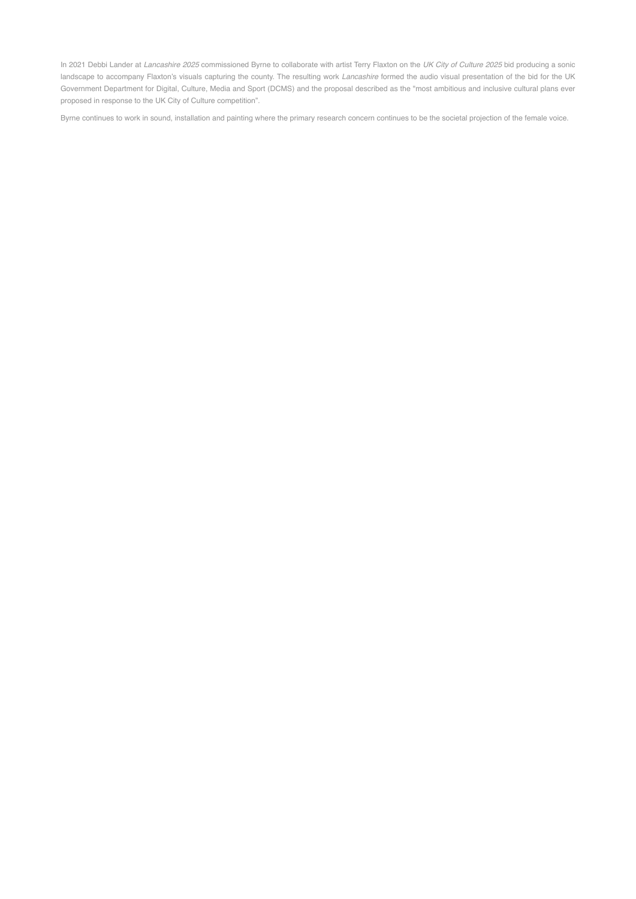In 2021 Debbi Lander at *Lancashire 2025* commissioned Byrne to collaborate with artist Terry Flaxton on the *UK City of Culture 2025* bid producing a sonic landscape to accompany Flaxton's visuals capturing the county. The resulting work *Lancashire* formed the audio visual presentation of the bid for the UK Government Department for Digital, Culture, Media and Sport (DCMS) and the proposal described as the "most ambitious and inclusive cultural plans ever proposed in response to the UK City of Culture competition".

Byrne continues to work in sound, installation and painting where the primary research concern continues to be the societal projection of the female voice.